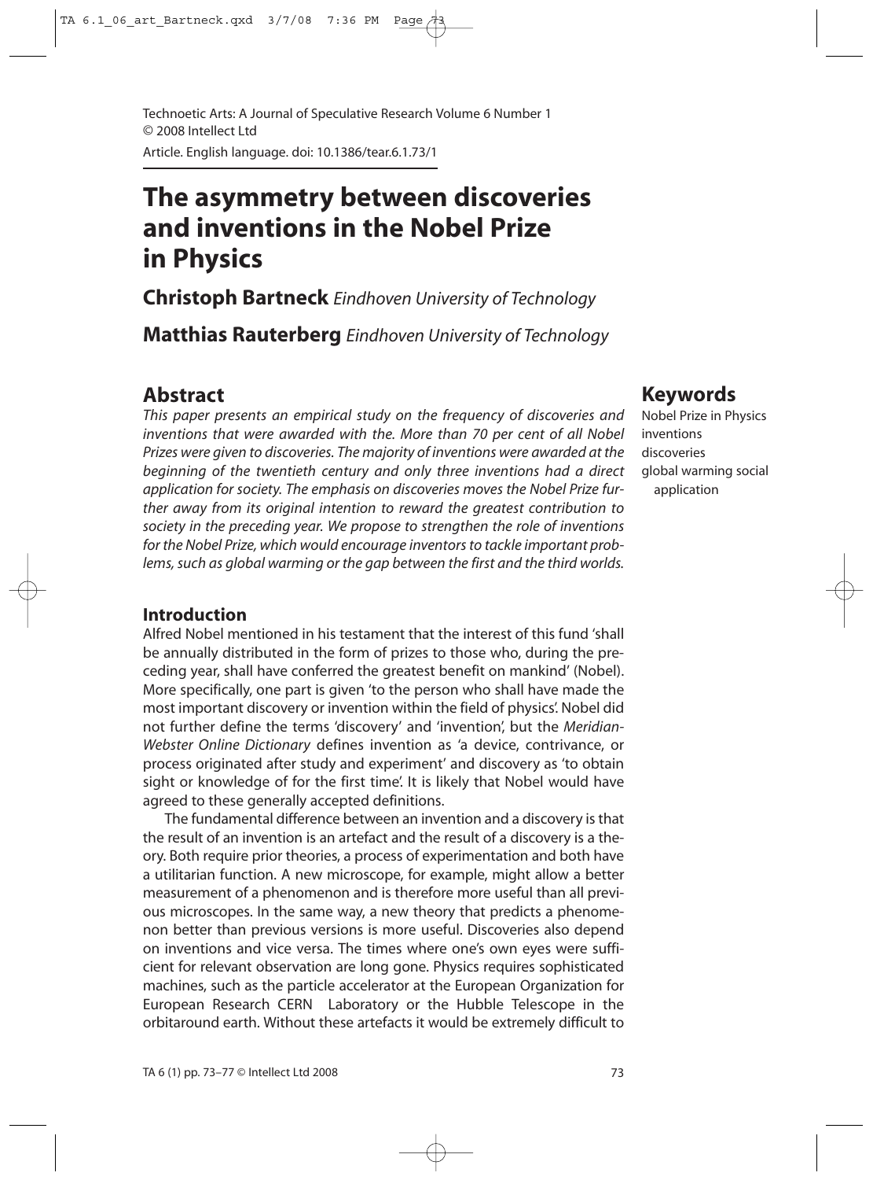Technoetic Arts: A Journal of Speculative Research Volume 6 Number 1
© 2008 Intellect Ltd
Article. English language. doi: 10.1386/tear.6.1.73/1

# The asymmetry between discoveries and inventions in the Nobel Prize in Physics

**Christoph Bartneck** *Eindhoven University of Technology*

**Matthias Rauterberg** *Eindhoven University of Technology*

## Abstract

*This paper presents an empirical study on the frequency of discoveries and inventions that were awarded with the. More than 70 per cent of all Nobel Prizes were given to discoveries. The majority of inventions were awarded at the beginning of the twentieth century and only three inventions had a direct application for society. The emphasis on discoveries moves the Nobel Prize further away from its original intention to reward the greatest contribution to society in the preceding year. We propose to strengthen the role of inventions for the Nobel Prize, which would encourage inventors to tackle important problems, such as global warming or the gap between the first and the third worlds.*

## Keywords

Nobel Prize in Physics
inventions
discoveries
global warming social application

### Introduction

Alfred Nobel mentioned in his testament that the interest of this fund 'shall be annually distributed in the form of prizes to those who, during the preceding year, shall have conferred the greatest benefit on mankind' (Nobel). More specifically, one part is given 'to the person who shall have made the most important discovery or invention within the field of physics'. Nobel did not further define the terms 'discovery' and 'invention', but the *Meridian-Webster Online Dictionary* defines invention as 'a device, contrivance, or process originated after study and experiment' and discovery as 'to obtain sight or knowledge of for the first time'. It is likely that Nobel would have agreed to these generally accepted definitions.

The fundamental difference between an invention and a discovery is that the result of an invention is an artefact and the result of a discovery is a theory. Both require prior theories, a process of experimentation and both have a utilitarian function. A new microscope, for example, might allow a better measurement of a phenomenon and is therefore more useful than all previous microscopes. In the same way, a new theory that predicts a phenomenon better than previous versions is more useful. Discoveries also depend on inventions and vice versa. The times where one's own eyes were sufficient for relevant observation are long gone. Physics requires sophisticated machines, such as the particle accelerator at the European Organization for European Research CERN Laboratory or the Hubble Telescope in the orbitaround earth. Without these artefacts it would be extremely difficult to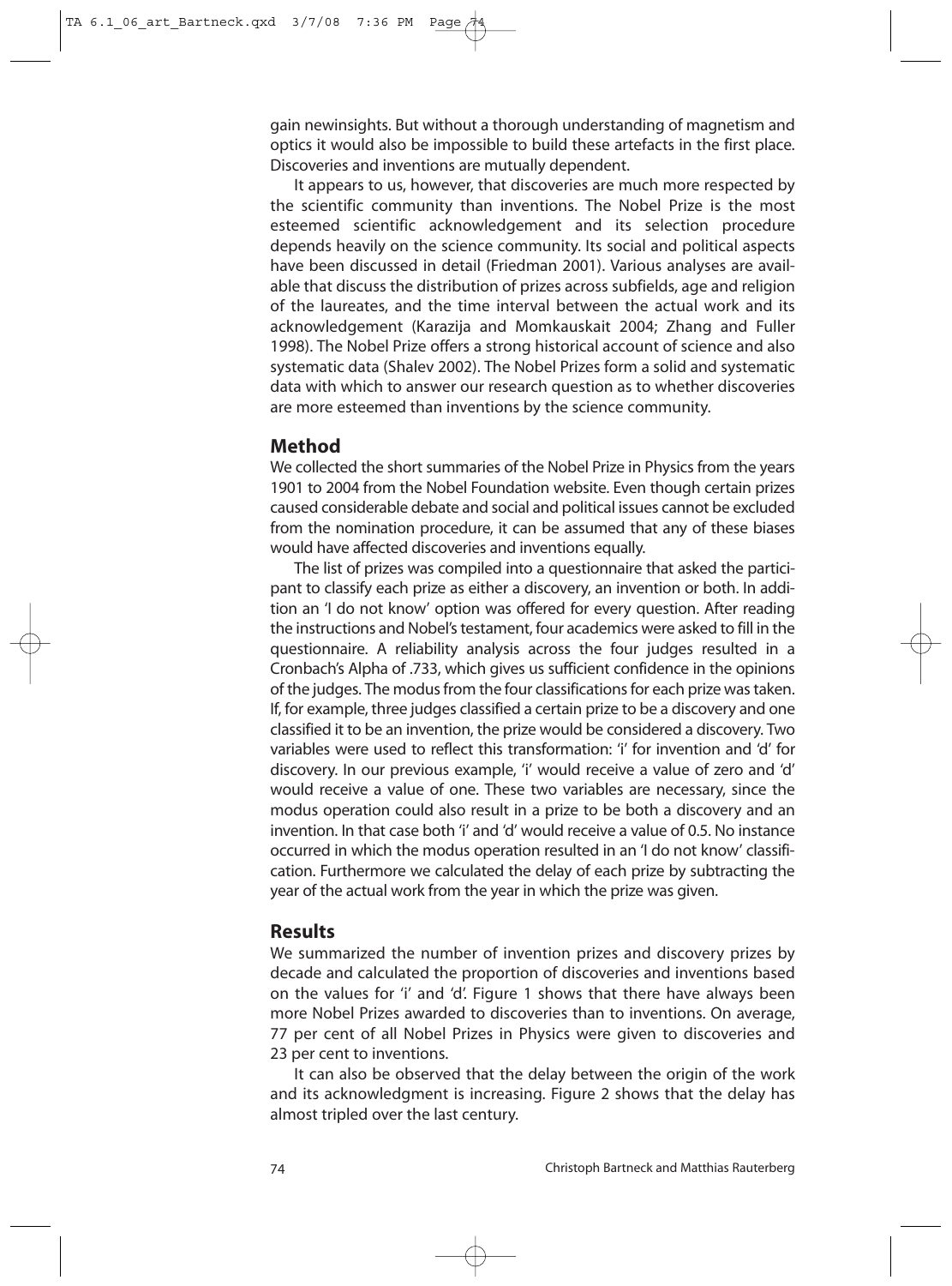gain newinsights. But without a thorough understanding of magnetism and optics it would also be impossible to build these artefacts in the first place. Discoveries and inventions are mutually dependent.

It appears to us, however, that discoveries are much more respected by the scientific community than inventions. The Nobel Prize is the most esteemed scientific acknowledgement and its selection procedure depends heavily on the science community. Its social and political aspects have been discussed in detail (Friedman 2001). Various analyses are available that discuss the distribution of prizes across subfields, age and religion of the laureates, and the time interval between the actual work and its acknowledgement (Karazija and Momkauskait 2004; Zhang and Fuller 1998). The Nobel Prize offers a strong historical account of science and also systematic data (Shalev 2002). The Nobel Prizes form a solid and systematic data with which to answer our research question as to whether discoveries are more esteemed than inventions by the science community.

## Method

We collected the short summaries of the Nobel Prize in Physics from the years 1901 to 2004 from the Nobel Foundation website. Even though certain prizes caused considerable debate and social and political issues cannot be excluded from the nomination procedure, it can be assumed that any of these biases would have affected discoveries and inventions equally.

The list of prizes was compiled into a questionnaire that asked the participant to classify each prize as either a discovery, an invention or both. In addition an 'I do not know' option was offered for every question. After reading the instructions and Nobel's testament, four academics were asked to fill in the questionnaire. A reliability analysis across the four judges resulted in a Cronbach's Alpha of .733, which gives us sufficient confidence in the opinions of the judges. The modus from the four classifications for each prize was taken. If, for example, three judges classified a certain prize to be a discovery and one classified it to be an invention, the prize would be considered a discovery. Two variables were used to reflect this transformation: 'i' for invention and 'd' for discovery. In our previous example, 'i' would receive a value of zero and 'd' would receive a value of one. These two variables are necessary, since the modus operation could also result in a prize to be both a discovery and an invention. In that case both 'i' and 'd' would receive a value of 0.5. No instance occurred in which the modus operation resulted in an 'I do not know' classification. Furthermore we calculated the delay of each prize by subtracting the year of the actual work from the year in which the prize was given.

## Results

We summarized the number of invention prizes and discovery prizes by decade and calculated the proportion of discoveries and inventions based on the values for 'i' and 'd'. Figure 1 shows that there have always been more Nobel Prizes awarded to discoveries than to inventions. On average, 77 per cent of all Nobel Prizes in Physics were given to discoveries and 23 per cent to inventions.

It can also be observed that the delay between the origin of the work and its acknowledgment is increasing. Figure 2 shows that the delay has almost tripled over the last century.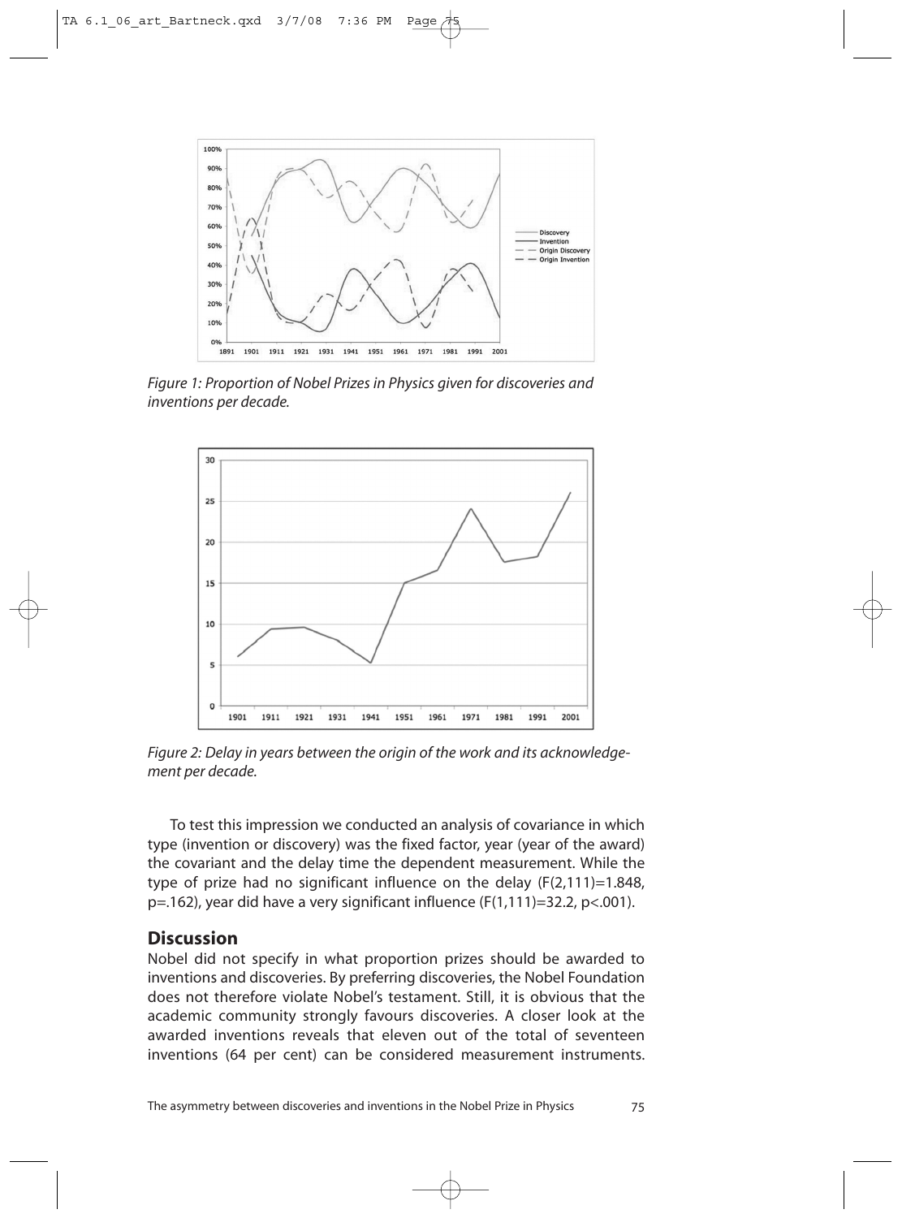*Figure 1: Proportion of Nobel Prizes in Physics given for discoveries and inventions per decade.*

*Figure 2: Delay in years between the origin of the work and its acknowledgement per decade.*

To test this impression we conducted an analysis of covariance in which type (invention or discovery) was the fixed factor, year (year of the award) the covariant and the delay time the dependent measurement. While the type of prize had no significant influence on the delay ($F(2,111)=1.848$, $p=.162$), year did have a very significant influence ($F(1,111)=32.2$, $p<.001$).

## Discussion

Nobel did not specify in what proportion prizes should be awarded to inventions and discoveries. By preferring discoveries, the Nobel Foundation does not therefore violate Nobel's testament. Still, it is obvious that the academic community strongly favours discoveries. A closer look at the awarded inventions reveals that eleven out of the total of seventeen inventions (64 per cent) can be considered measurement instruments.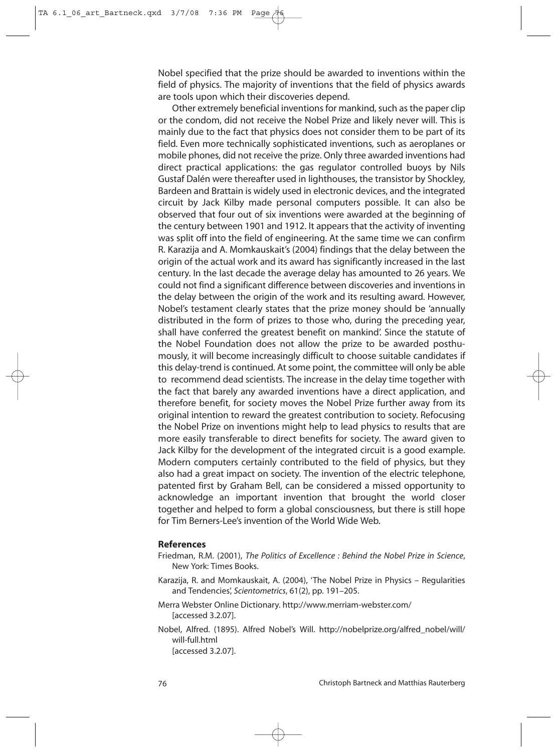Nobel specified that the prize should be awarded to inventions within the field of physics. The majority of inventions that the field of physics awards are tools upon which their discoveries depend.

Other extremely beneficial inventions for mankind, such as the paper clip or the condom, did not receive the Nobel Prize and likely never will. This is mainly due to the fact that physics does not consider them to be part of its field. Even more technically sophisticated inventions, such as aeroplanes or mobile phones, did not receive the prize. Only three awarded inventions had direct practical applications: the gas regulator controlled buoys by Nils Gustaf Dalén were thereafter used in lighthouses, the transistor by Shockley, Bardeen and Brattain is widely used in electronic devices, and the integrated circuit by Jack Kilby made personal computers possible. It can also be observed that four out of six inventions were awarded at the beginning of the century between 1901 and 1912. It appears that the activity of inventing was split off into the field of engineering. At the same time we can confirm R. Karazija and A. Momkauskait's (2004) findings that the delay between the origin of the actual work and its award has significantly increased in the last century. In the last decade the average delay has amounted to 26 years. We could not find a significant difference between discoveries and inventions in the delay between the origin of the work and its resulting award. However, Nobel's testament clearly states that the prize money should be 'annually distributed in the form of prizes to those who, during the preceding year, shall have conferred the greatest benefit on mankind'. Since the statute of the Nobel Foundation does not allow the prize to be awarded posthumously, it will become increasingly difficult to choose suitable candidates if this delay-trend is continued. At some point, the committee will only be able to recommend dead scientists. The increase in the delay time together with the fact that barely any awarded inventions have a direct application, and therefore benefit, for society moves the Nobel Prize further away from its original intention to reward the greatest contribution to society. Refocusing the Nobel Prize on inventions might help to lead physics to results that are more easily transferable to direct benefits for society. The award given to Jack Kilby for the development of the integrated circuit is a good example. Modern computers certainly contributed to the field of physics, but they also had a great impact on society. The invention of the electric telephone, patented first by Graham Bell, can be considered a missed opportunity to acknowledge an important invention that brought the world closer together and helped to form a global consciousness, but there is still hope for Tim Berners-Lee's invention of the World Wide Web.

## References

Friedman, R.M. (2001), *The Politics of Excellence : Behind the Nobel Prize in Science*, New York: Times Books.

Karazija, R. and Momkauskait, A. (2004), 'The Nobel Prize in Physics – Regularities and Tendencies', *Scientometrics*, 61(2), pp. 191–205.

Merra Webster Online Dictionary. http://www.merriam-webster.com/ [accessed 3.2.07].

Nobel, Alfred. (1895). Alfred Nobel's Will. http://nobelprize.org/alfred_nobel/will/will-full.html [accessed 3.2.07].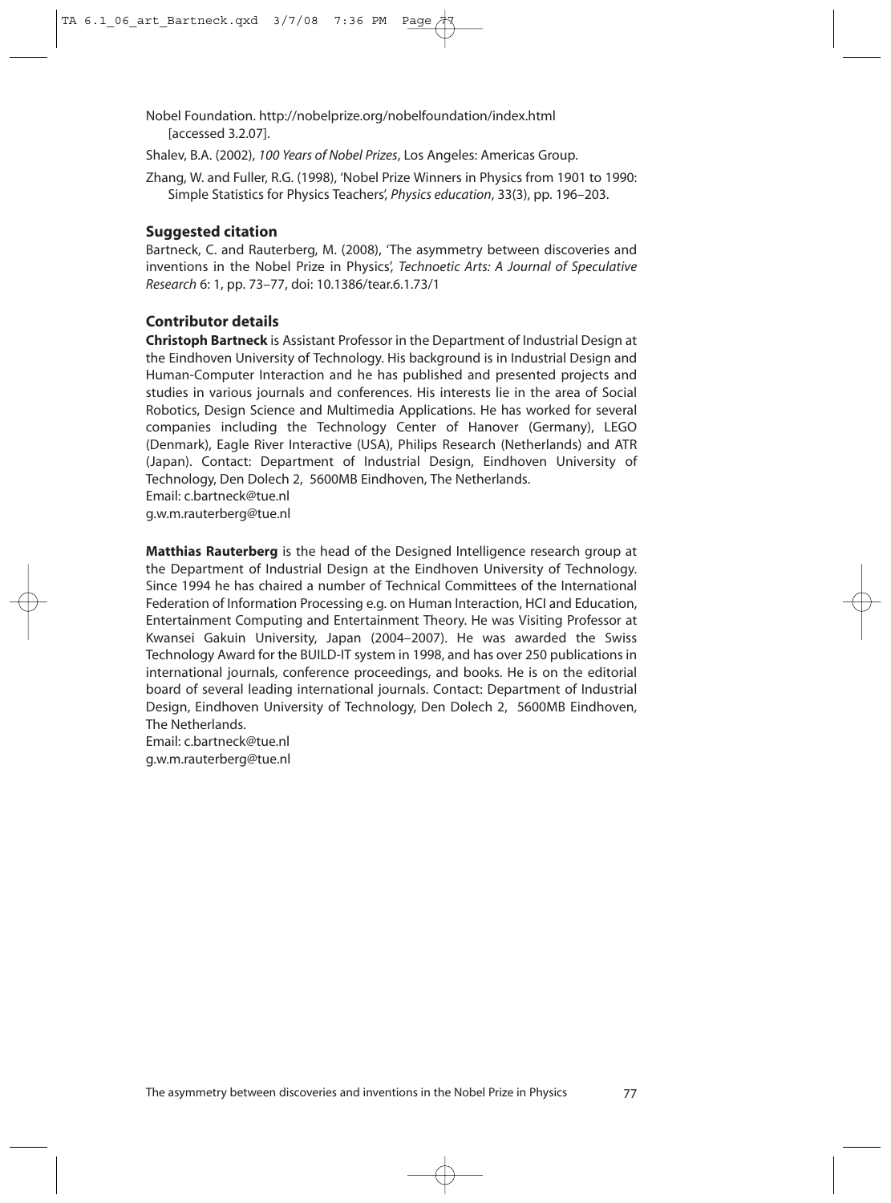Nobel Foundation. http://nobelprize.org/nobelfoundation/index.html [accessed 3.2.07].

Shalev, B.A. (2002), *100 Years of Nobel Prizes*, Los Angeles: Americas Group.

Zhang, W. and Fuller, R.G. (1998), 'Nobel Prize Winners in Physics from 1901 to 1990: Simple Statistics for Physics Teachers', *Physics education*, 33(3), pp. 196–203.

## Suggested citation

Bartneck, C. and Rauterberg, M. (2008), 'The asymmetry between discoveries and inventions in the Nobel Prize in Physics', *Technoetic Arts: A Journal of Speculative Research* 6: 1, pp. 73–77, doi: 10.1386/tear.6.1.73/1

## Contributor details

**Christoph Bartneck** is Assistant Professor in the Department of Industrial Design at the Eindhoven University of Technology. His background is in Industrial Design and Human-Computer Interaction and he has published and presented projects and studies in various journals and conferences. His interests lie in the area of Social Robotics, Design Science and Multimedia Applications. He has worked for several companies including the Technology Center of Hanover (Germany), LEGO (Denmark), Eagle River Interactive (USA), Philips Research (Netherlands) and ATR (Japan). Contact: Department of Industrial Design, Eindhoven University of Technology, Den Dolech 2, 5600MB Eindhoven, The Netherlands.
Email: c.bartneck@tue.nl
g.w.m.rauterberg@tue.nl

**Matthias Rauterberg** is the head of the Designed Intelligence research group at the Department of Industrial Design at the Eindhoven University of Technology. Since 1994 he has chaired a number of Technical Committees of the International Federation of Information Processing e.g. on Human Interaction, HCI and Education, Entertainment Computing and Entertainment Theory. He was Visiting Professor at Kwansei Gakuin University, Japan (2004–2007). He was awarded the Swiss Technology Award for the BUILD-IT system in 1998, and has over 250 publications in international journals, conference proceedings, and books. He is on the editorial board of several leading international journals. Contact: Department of Industrial Design, Eindhoven University of Technology, Den Dolech 2, 5600MB Eindhoven, The Netherlands.
Email: c.bartneck@tue.nl
g.w.m.rauterberg@tue.nl